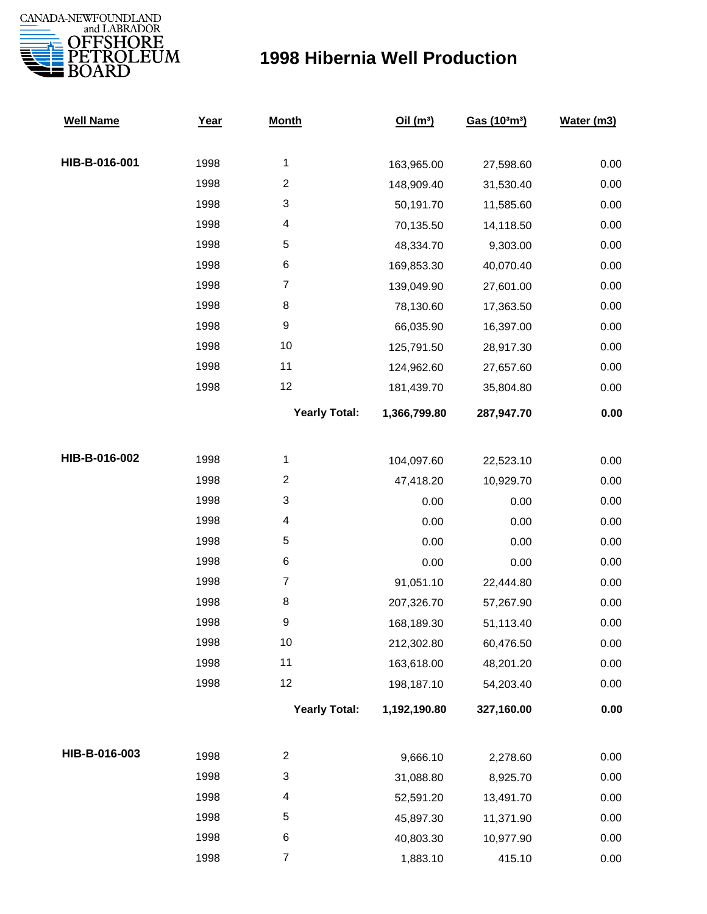CANADA-NEWFOUNDLAND and LABRADOR OFFSHORE PETROLEUM BOARD

# 1998 Hibernia Well Production

| Well Name | Year | Month | Oil ($m^3$) | Gas ($10^3m^3$) | Water (m3) |
|---|---|---|---|---|---|
| **HIB-B-016-001** | 1998 | 1 | 163,965.00 | 27,598.60 | 0.00 |
| | 1998 | 2 | 148,909.40 | 31,530.40 | 0.00 |
| | 1998 | 3 | 50,191.70 | 11,585.60 | 0.00 |
| | 1998 | 4 | 70,135.50 | 14,118.50 | 0.00 |
| | 1998 | 5 | 48,334.70 | 9,303.00 | 0.00 |
| | 1998 | 6 | 169,853.30 | 40,070.40 | 0.00 |
| | 1998 | 7 | 139,049.90 | 27,601.00 | 0.00 |
| | 1998 | 8 | 78,130.60 | 17,363.50 | 0.00 |
| | 1998 | 9 | 66,035.90 | 16,397.00 | 0.00 |
| | 1998 | 10 | 125,791.50 | 28,917.30 | 0.00 |
| | 1998 | 11 | 124,962.60 | 27,657.60 | 0.00 |
| | 1998 | 12 | 181,439.70 | 35,804.80 | 0.00 |
| | | **Yearly Total:** | **1,366,799.80** | **287,947.70** | **0.00** |
| **HIB-B-016-002** | 1998 | 1 | 104,097.60 | 22,523.10 | 0.00 |
| | 1998 | 2 | 47,418.20 | 10,929.70 | 0.00 |
| | 1998 | 3 | 0.00 | 0.00 | 0.00 |
| | 1998 | 4 | 0.00 | 0.00 | 0.00 |
| | 1998 | 5 | 0.00 | 0.00 | 0.00 |
| | 1998 | 6 | 0.00 | 0.00 | 0.00 |
| | 1998 | 7 | 91,051.10 | 22,444.80 | 0.00 |
| | 1998 | 8 | 207,326.70 | 57,267.90 | 0.00 |
| | 1998 | 9 | 168,189.30 | 51,113.40 | 0.00 |
| | 1998 | 10 | 212,302.80 | 60,476.50 | 0.00 |
| | 1998 | 11 | 163,618.00 | 48,201.20 | 0.00 |
| | 1998 | 12 | 198,187.10 | 54,203.40 | 0.00 |
| | | **Yearly Total:** | **1,192,190.80** | **327,160.00** | **0.00** |
| **HIB-B-016-003** | 1998 | 2 | 9,666.10 | 2,278.60 | 0.00 |
| | 1998 | 3 | 31,088.80 | 8,925.70 | 0.00 |
| | 1998 | 4 | 52,591.20 | 13,491.70 | 0.00 |
| | 1998 | 5 | 45,897.30 | 11,371.90 | 0.00 |
| | 1998 | 6 | 40,803.30 | 10,977.90 | 0.00 |
| | 1998 | 7 | 1,883.10 | 415.10 | 0.00 |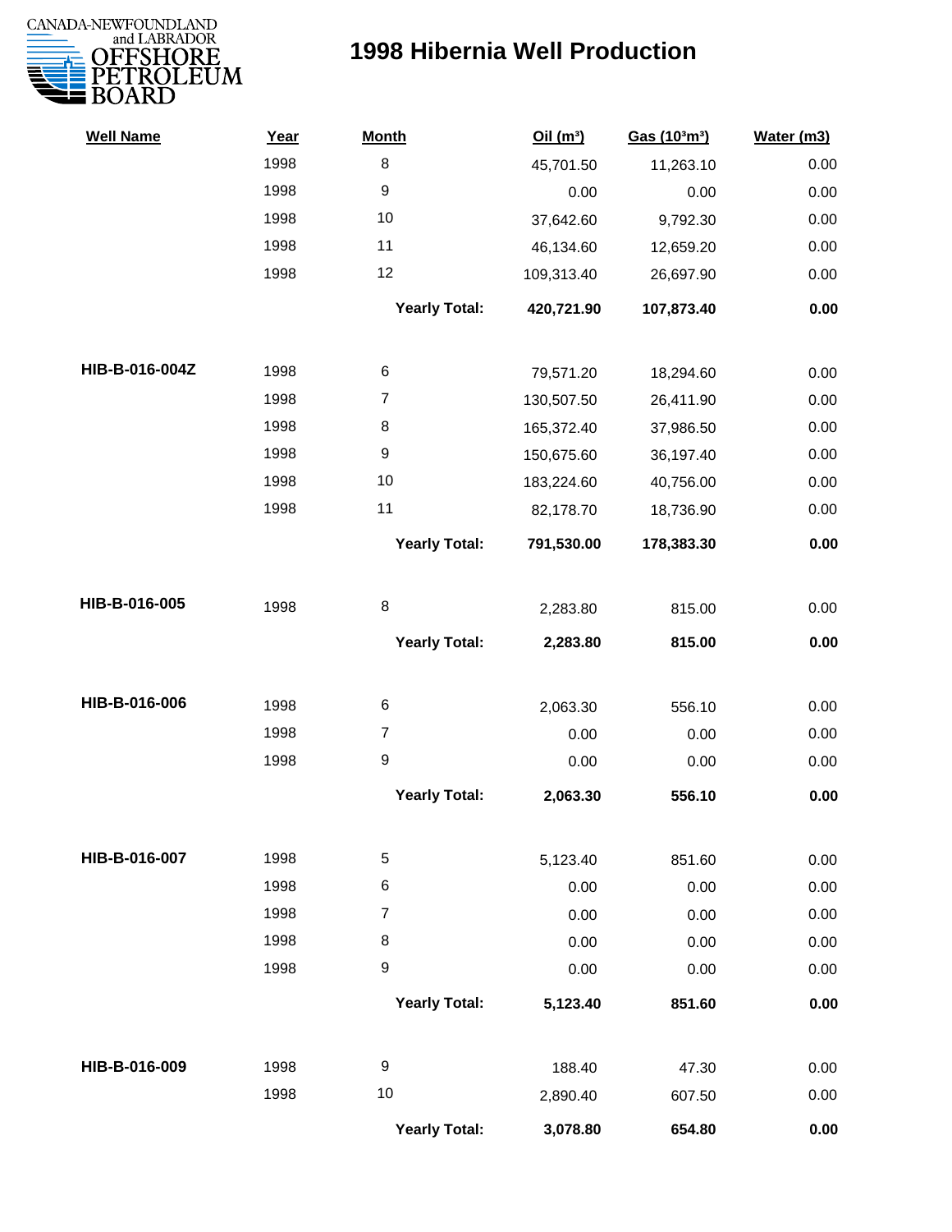# 1998 Hibernia Well Production

| Well Name | Year | Month | Oil (m³) | Gas (10³m³) | Water (m3) |
|---|---|---|---|---|---|
| | 1998 | 8 | 45,701.50 | 11,263.10 | 0.00 |
| | 1998 | 9 | 0.00 | 0.00 | 0.00 |
| | 1998 | 10 | 37,642.60 | 9,792.30 | 0.00 |
| | 1998 | 11 | 46,134.60 | 12,659.20 | 0.00 |
| | 1998 | 12 | 109,313.40 | 26,697.90 | 0.00 |
| | | **Yearly Total:** | **420,721.90** | **107,873.40** | **0.00** |
| **HIB-B-016-004Z** | 1998 | 6 | 79,571.20 | 18,294.60 | 0.00 |
| | 1998 | 7 | 130,507.50 | 26,411.90 | 0.00 |
| | 1998 | 8 | 165,372.40 | 37,986.50 | 0.00 |
| | 1998 | 9 | 150,675.60 | 36,197.40 | 0.00 |
| | 1998 | 10 | 183,224.60 | 40,756.00 | 0.00 |
| | 1998 | 11 | 82,178.70 | 18,736.90 | 0.00 |
| | | **Yearly Total:** | **791,530.00** | **178,383.30** | **0.00** |
| **HIB-B-016-005** | 1998 | 8 | 2,283.80 | 815.00 | 0.00 |
| | | **Yearly Total:** | **2,283.80** | **815.00** | **0.00** |
| **HIB-B-016-006** | 1998 | 6 | 2,063.30 | 556.10 | 0.00 |
| | 1998 | 7 | 0.00 | 0.00 | 0.00 |
| | 1998 | 9 | 0.00 | 0.00 | 0.00 |
| | | **Yearly Total:** | **2,063.30** | **556.10** | **0.00** |
| **HIB-B-016-007** | 1998 | 5 | 5,123.40 | 851.60 | 0.00 |
| | 1998 | 6 | 0.00 | 0.00 | 0.00 |
| | 1998 | 7 | 0.00 | 0.00 | 0.00 |
| | 1998 | 8 | 0.00 | 0.00 | 0.00 |
| | 1998 | 9 | 0.00 | 0.00 | 0.00 |
| | | **Yearly Total:** | **5,123.40** | **851.60** | **0.00** |
| **HIB-B-016-009** | 1998 | 9 | 188.40 | 47.30 | 0.00 |
| | 1998 | 10 | 2,890.40 | 607.50 | 0.00 |
| | | **Yearly Total:** | **3,078.80** | **654.80** | **0.00** |